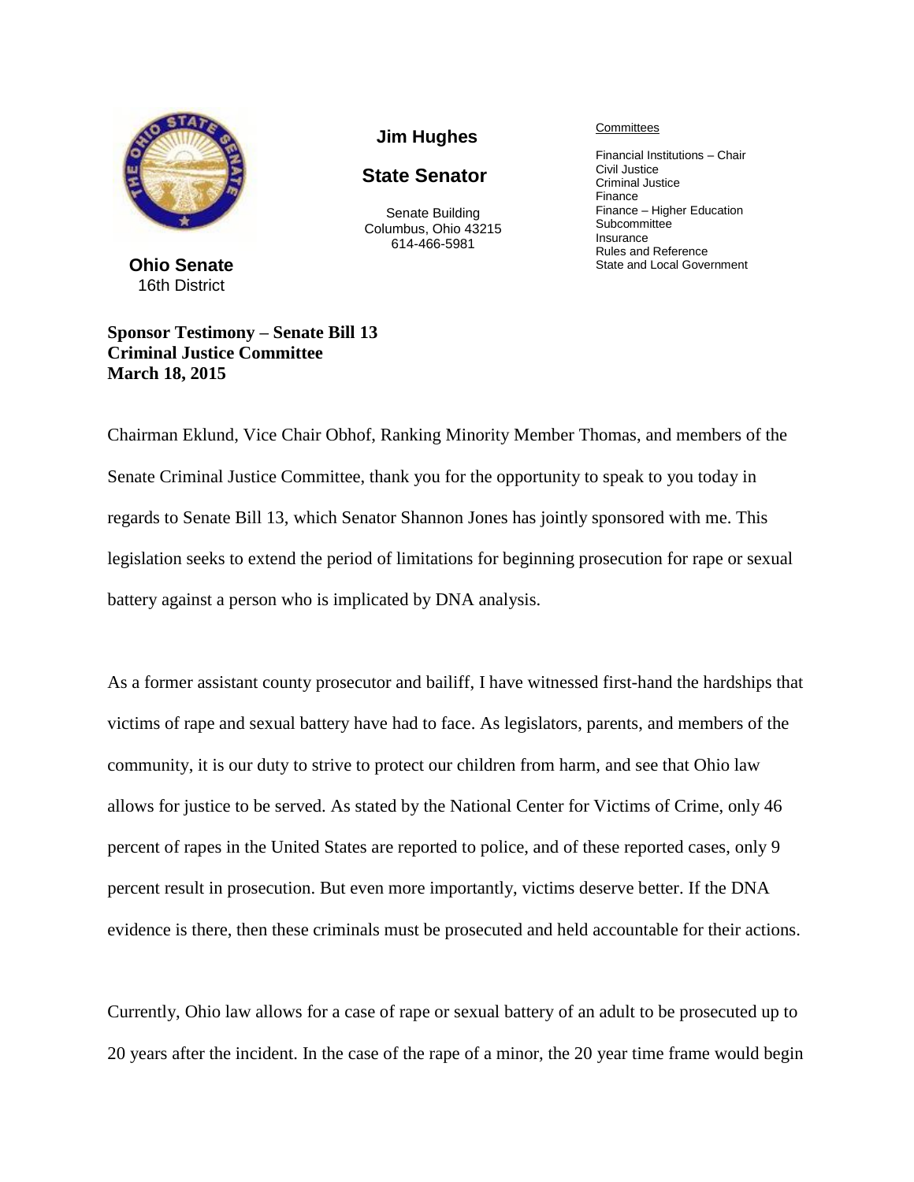**Ohio Senate**
16th District

**Jim Hughes**

**State Senator**

Senate Building
Columbus, Ohio 43215
614-466-5981

Committees

Financial Institutions – Chair
Civil Justice
Criminal Justice
Finance
Finance – Higher Education Subcommittee
Insurance
Rules and Reference
State and Local Government

**Sponsor Testimony – Senate Bill 13**
**Criminal Justice Committee**
**March 18, 2015**

Chairman Eklund, Vice Chair Obhof, Ranking Minority Member Thomas, and members of the Senate Criminal Justice Committee, thank you for the opportunity to speak to you today in regards to Senate Bill 13, which Senator Shannon Jones has jointly sponsored with me. This legislation seeks to extend the period of limitations for beginning prosecution for rape or sexual battery against a person who is implicated by DNA analysis.

As a former assistant county prosecutor and bailiff, I have witnessed first-hand the hardships that victims of rape and sexual battery have had to face. As legislators, parents, and members of the community, it is our duty to strive to protect our children from harm, and see that Ohio law allows for justice to be served. As stated by the National Center for Victims of Crime, only 46 percent of rapes in the United States are reported to police, and of these reported cases, only 9 percent result in prosecution. But even more importantly, victims deserve better. If the DNA evidence is there, then these criminals must be prosecuted and held accountable for their actions.

Currently, Ohio law allows for a case of rape or sexual battery of an adult to be prosecuted up to 20 years after the incident. In the case of the rape of a minor, the 20 year time frame would begin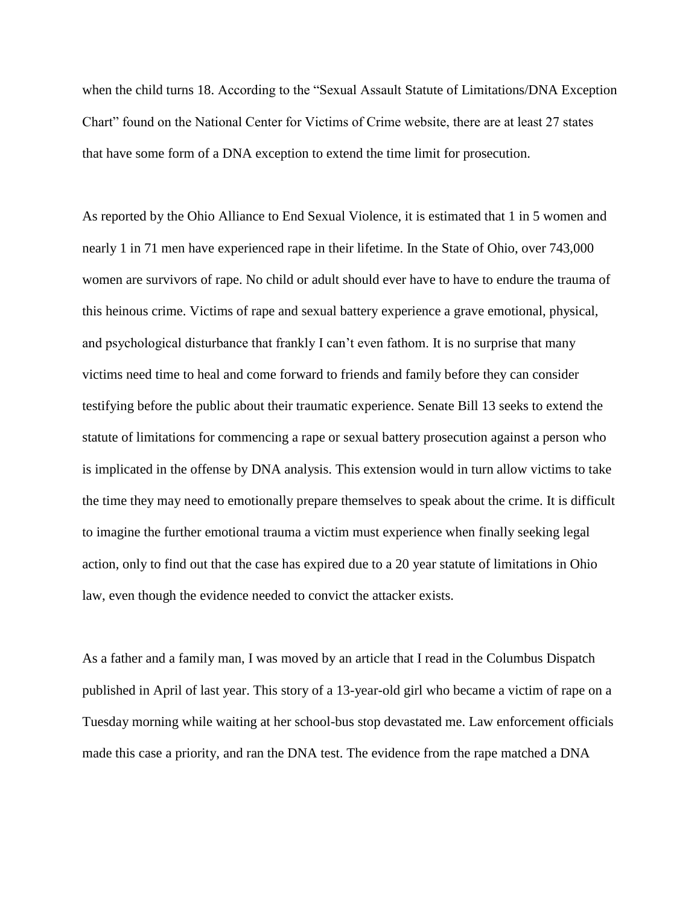when the child turns 18. According to the "Sexual Assault Statute of Limitations/DNA Exception Chart" found on the National Center for Victims of Crime website, there are at least 27 states that have some form of a DNA exception to extend the time limit for prosecution.

As reported by the Ohio Alliance to End Sexual Violence, it is estimated that 1 in 5 women and nearly 1 in 71 men have experienced rape in their lifetime. In the State of Ohio, over 743,000 women are survivors of rape. No child or adult should ever have to have to endure the trauma of this heinous crime. Victims of rape and sexual battery experience a grave emotional, physical, and psychological disturbance that frankly I can't even fathom. It is no surprise that many victims need time to heal and come forward to friends and family before they can consider testifying before the public about their traumatic experience. Senate Bill 13 seeks to extend the statute of limitations for commencing a rape or sexual battery prosecution against a person who is implicated in the offense by DNA analysis. This extension would in turn allow victims to take the time they may need to emotionally prepare themselves to speak about the crime. It is difficult to imagine the further emotional trauma a victim must experience when finally seeking legal action, only to find out that the case has expired due to a 20 year statute of limitations in Ohio law, even though the evidence needed to convict the attacker exists.

As a father and a family man, I was moved by an article that I read in the Columbus Dispatch published in April of last year. This story of a 13-year-old girl who became a victim of rape on a Tuesday morning while waiting at her school-bus stop devastated me. Law enforcement officials made this case a priority, and ran the DNA test. The evidence from the rape matched a DNA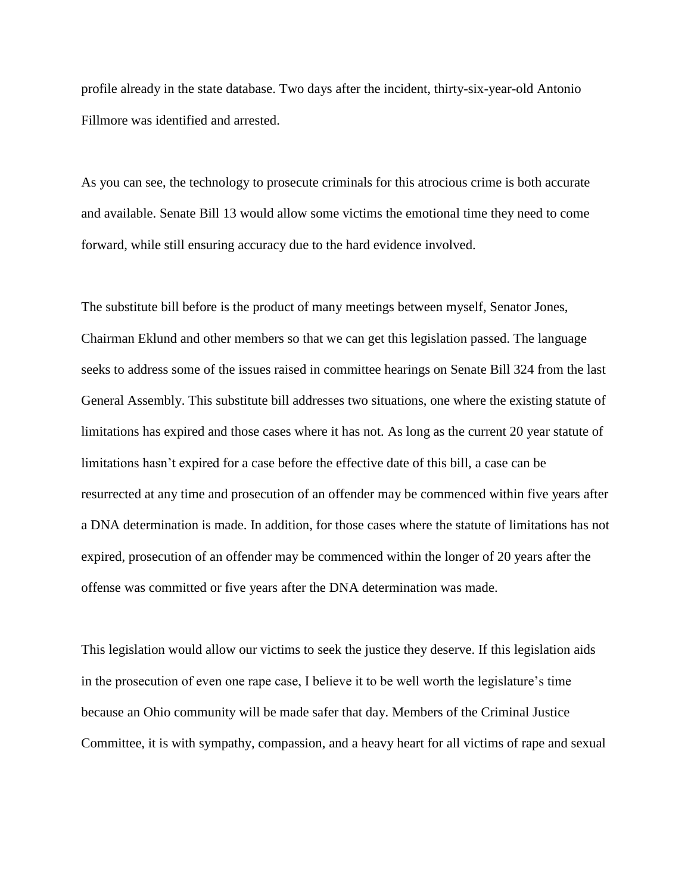profile already in the state database. Two days after the incident, thirty-six-year-old Antonio Fillmore was identified and arrested.

As you can see, the technology to prosecute criminals for this atrocious crime is both accurate and available. Senate Bill 13 would allow some victims the emotional time they need to come forward, while still ensuring accuracy due to the hard evidence involved.

The substitute bill before is the product of many meetings between myself, Senator Jones, Chairman Eklund and other members so that we can get this legislation passed. The language seeks to address some of the issues raised in committee hearings on Senate Bill 324 from the last General Assembly. This substitute bill addresses two situations, one where the existing statute of limitations has expired and those cases where it has not. As long as the current 20 year statute of limitations hasn't expired for a case before the effective date of this bill, a case can be resurrected at any time and prosecution of an offender may be commenced within five years after a DNA determination is made. In addition, for those cases where the statute of limitations has not expired, prosecution of an offender may be commenced within the longer of 20 years after the offense was committed or five years after the DNA determination was made.

This legislation would allow our victims to seek the justice they deserve. If this legislation aids in the prosecution of even one rape case, I believe it to be well worth the legislature's time because an Ohio community will be made safer that day. Members of the Criminal Justice Committee, it is with sympathy, compassion, and a heavy heart for all victims of rape and sexual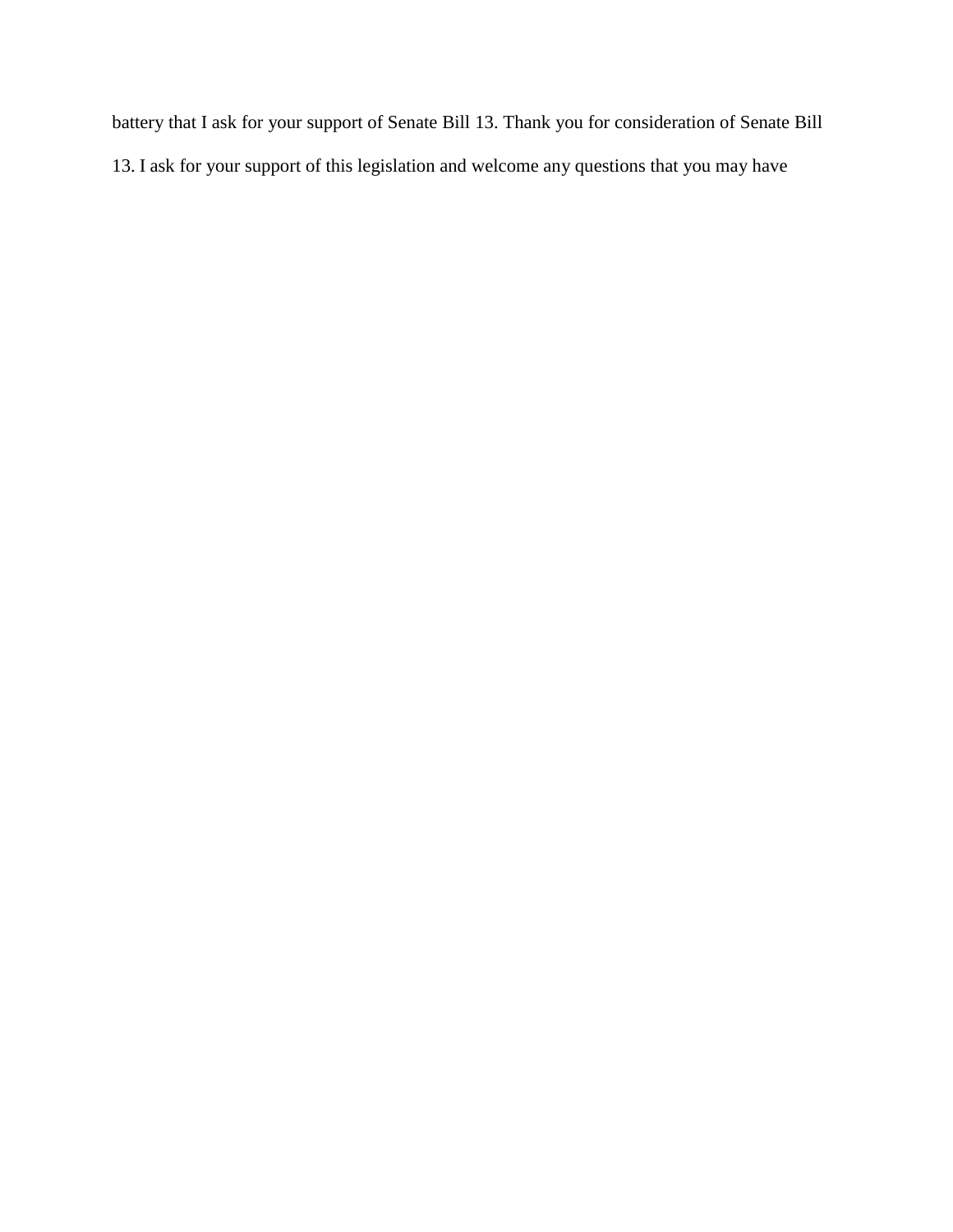battery that I ask for your support of Senate Bill 13. Thank you for consideration of Senate Bill 13. I ask for your support of this legislation and welcome any questions that you may have